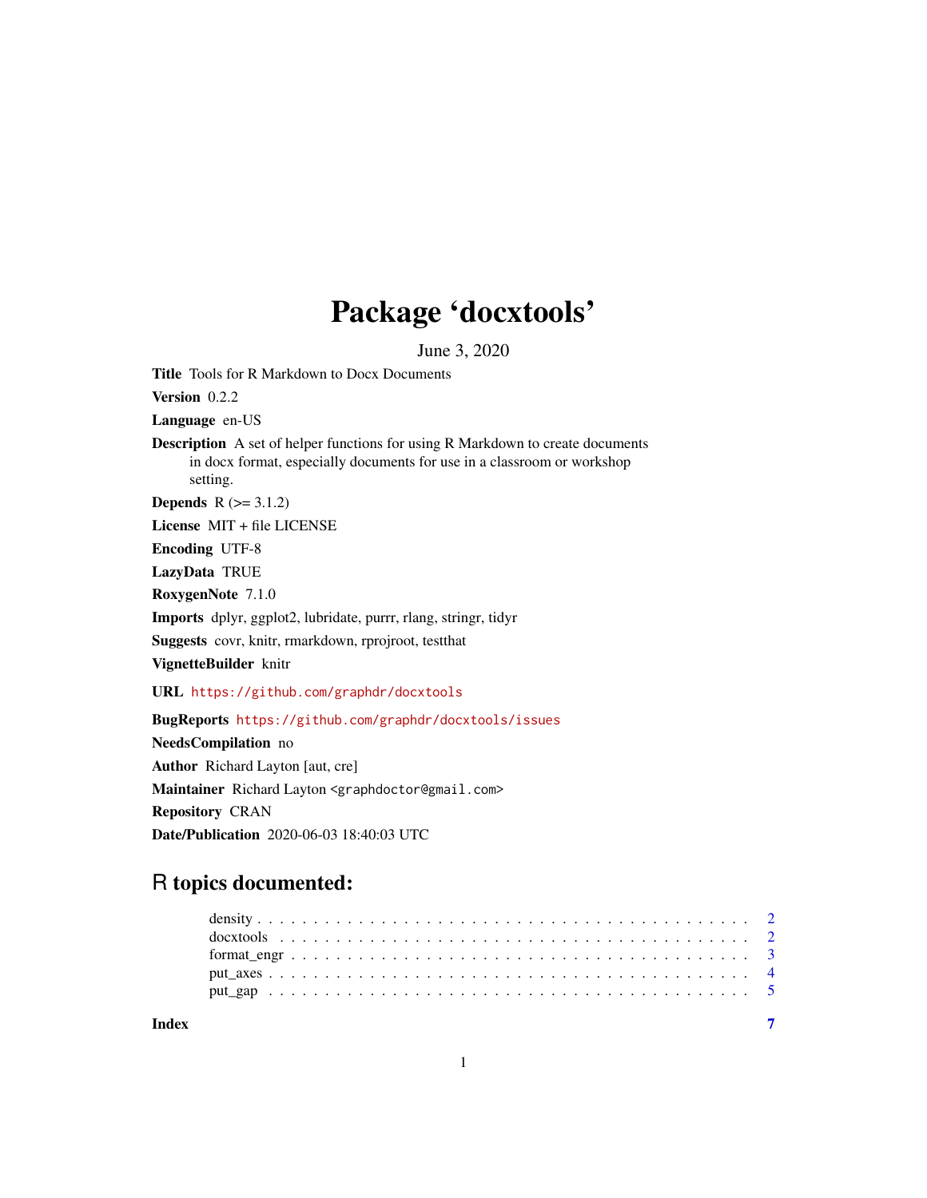# Package 'docxtools'

June 3, 2020

**Title** Tools for R Markdown to Docx Documents

**Version** 0.2.2

**Language** en-US

**Description** A set of helper functions for using R Markdown to create documents in docx format, especially documents for use in a classroom or workshop setting.

**Depends** R (>= 3.1.2)

**License** MIT + file LICENSE

**Encoding** UTF-8

**LazyData** TRUE

**RoxygenNote** 7.1.0

**Imports** dplyr, ggplot2, lubridate, purrr, rlang, stringr, tidyr

**Suggests** covr, knitr, rmarkdown, rprojroot, testthat

**VignetteBuilder** knitr

**URL** https://github.com/graphdr/docxtools

**BugReports** https://github.com/graphdr/docxtools/issues

**NeedsCompilation** no

**Author** Richard Layton [aut, cre]

**Maintainer** Richard Layton <graphdoctor@gmail.com>

**Repository** CRAN

**Date/Publication** 2020-06-03 18:40:03 UTC

## R topics documented:

density . . . . . . . . . . . . . . . . . . . . . . . . . . . . . . . . . . . . . . . . . . 2
docxtools . . . . . . . . . . . . . . . . . . . . . . . . . . . . . . . . . . . . . . . . . 2
format_engr . . . . . . . . . . . . . . . . . . . . . . . . . . . . . . . . . . . . . . . . 3
put_axes . . . . . . . . . . . . . . . . . . . . . . . . . . . . . . . . . . . . . . . . . 4
put_gap . . . . . . . . . . . . . . . . . . . . . . . . . . . . . . . . . . . . . . . . . 5

**Index** **7**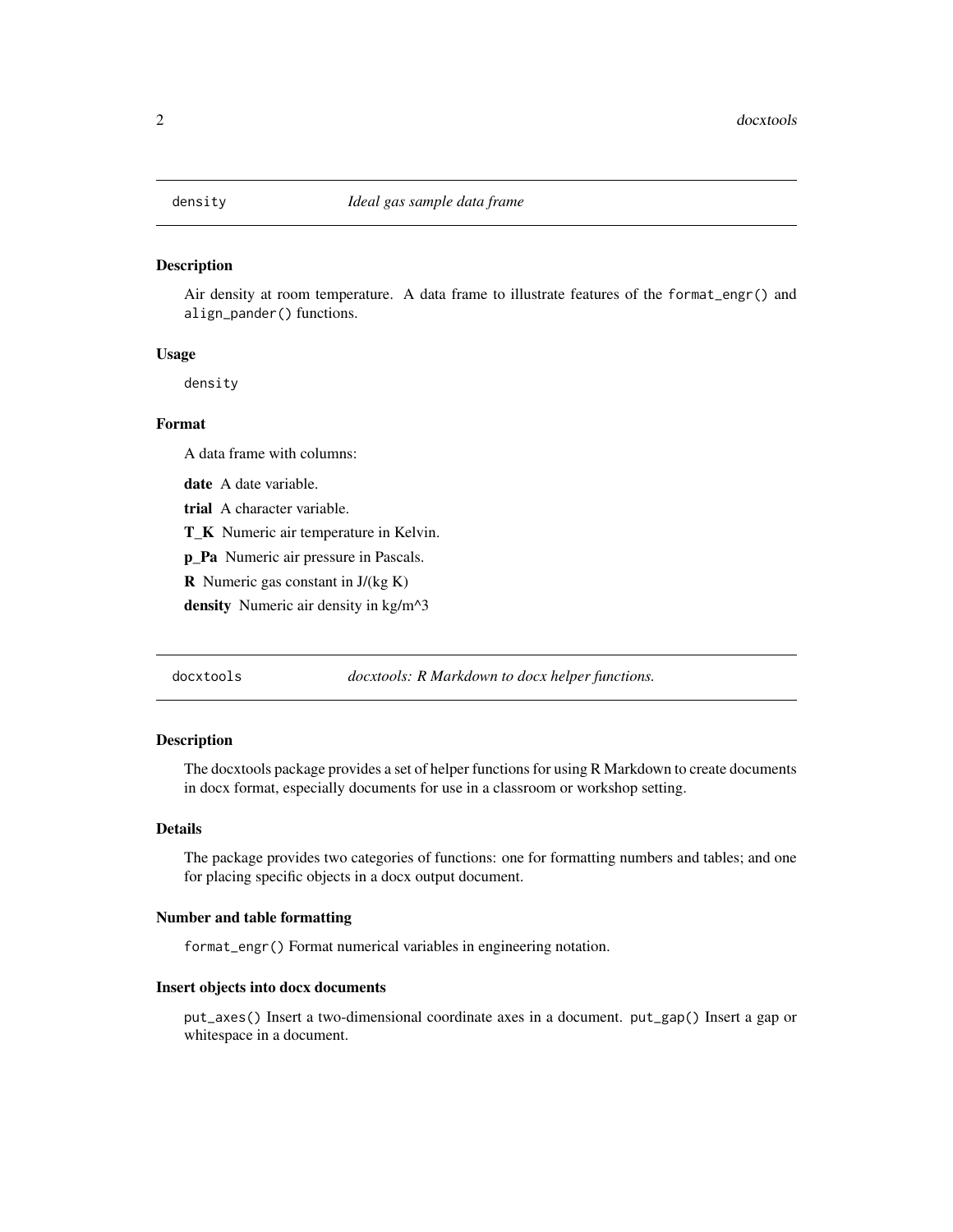## density — *Ideal gas sample data frame*

### Description

Air density at room temperature. A data frame to illustrate features of the `format_engr()` and `align_pander()` functions.

### Usage

```
density
```

### Format

A data frame with columns:

**date** A date variable.

**trial** A character variable.

**T_K** Numeric air temperature in Kelvin.

**p_Pa** Numeric air pressure in Pascals.

**R** Numeric gas constant in J/(kg K)

**density** Numeric air density in kg/m^3

## docxtools — *docxtools: R Markdown to docx helper functions.*

### Description

The docxtools package provides a set of helper functions for using R Markdown to create documents in docx format, especially documents for use in a classroom or workshop setting.

### Details

The package provides two categories of functions: one for formatting numbers and tables; and one for placing specific objects in a docx output document.

### Number and table formatting

`format_engr()` Format numerical variables in engineering notation.

### Insert objects into docx documents

`put_axes()` Insert a two-dimensional coordinate axes in a document. `put_gap()` Insert a gap or whitespace in a document.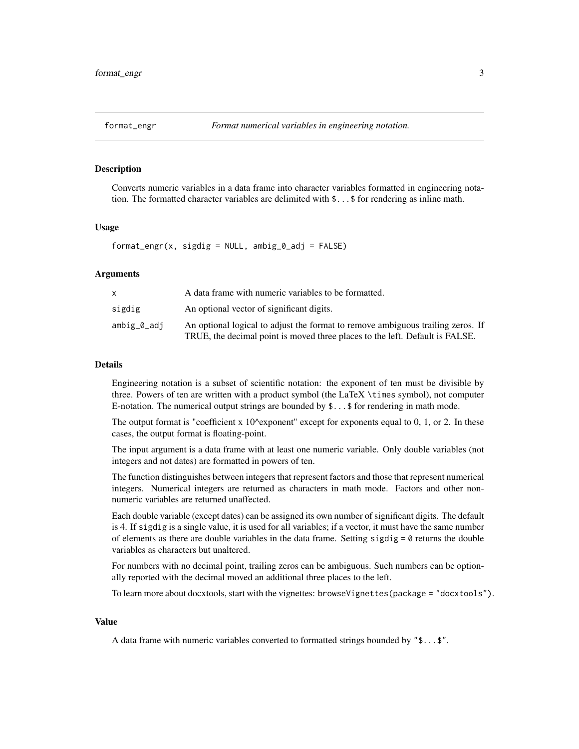`format_engr` *Format numerical variables in engineering notation.*

## Description

Converts numeric variables in a data frame into character variables formatted in engineering notation. The formatted character variables are delimited with `$...$` for rendering as inline math.

## Usage

```
format_engr(x, sigdig = NULL, ambig_0_adj = FALSE)
```

## Arguments

| | |
|---|---|
| `x` | A data frame with numeric variables to be formatted. |
| `sigdig` | An optional vector of significant digits. |
| `ambig_0_adj` | An optional logical to adjust the format to remove ambiguous trailing zeros. If TRUE, the decimal point is moved three places to the left. Default is FALSE. |

## Details

Engineering notation is a subset of scientific notation: the exponent of ten must be divisible by three. Powers of ten are written with a product symbol (the LaTeX `\times` symbol), not computer E-notation. The numerical output strings are bounded by `$...$` for rendering in math mode.

The output format is "coefficient x 10^exponent" except for exponents equal to 0, 1, or 2. In these cases, the output format is floating-point.

The input argument is a data frame with at least one numeric variable. Only double variables (not integers and not dates) are formatted in powers of ten.

The function distinguishes between integers that represent factors and those that represent numerical integers. Numerical integers are returned as characters in math mode. Factors and other non-numeric variables are returned unaffected.

Each double variable (except dates) can be assigned its own number of significant digits. The default is 4. If `sigdig` is a single value, it is used for all variables; if a vector, it must have the same number of elements as there are double variables in the data frame. Setting `sigdig = 0` returns the double variables as characters but unaltered.

For numbers with no decimal point, trailing zeros can be ambiguous. Such numbers can be optionally reported with the decimal moved an additional three places to the left.

To learn more about docxtools, start with the vignettes: `browseVignettes(package = "docxtools")`.

## Value

A data frame with numeric variables converted to formatted strings bounded by `"$...$"`.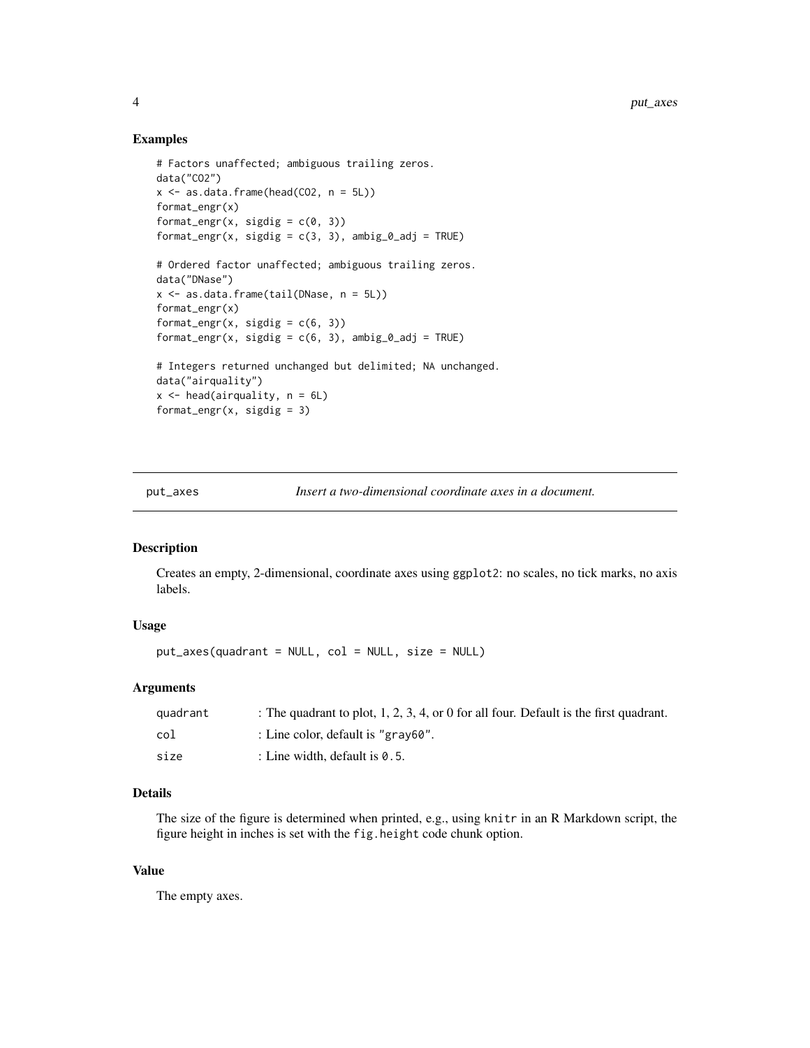### Examples

```
# Factors unaffected; ambiguous trailing zeros.
data("CO2")
x <- as.data.frame(head(CO2, n = 5L))
format_engr(x)
format_engr(x, sigdig = c(0, 3))
format_engr(x, sigdig = c(3, 3), ambig_0_adj = TRUE)

# Ordered factor unaffected; ambiguous trailing zeros.
data("DNase")
x <- as.data.frame(tail(DNase, n = 5L))
format_engr(x)
format_engr(x, sigdig = c(6, 3))
format_engr(x, sigdig = c(6, 3), ambig_0_adj = TRUE)

# Integers returned unchanged but delimited; NA unchanged.
data("airquality")
x <- head(airquality, n = 6L)
format_engr(x, sigdig = 3)
```

---

## put_axes — *Insert a two-dimensional coordinate axes in a document.*

---

### Description

Creates an empty, 2-dimensional, coordinate axes using `ggplot2`: no scales, no tick marks, no axis labels.

### Usage

```
put_axes(quadrant = NULL, col = NULL, size = NULL)
```

### Arguments

| | |
|---|---|
| `quadrant` | : The quadrant to plot, 1, 2, 3, 4, or 0 for all four. Default is the first quadrant. |
| `col` | : Line color, default is `"gray60"`. |
| `size` | : Line width, default is `0.5`. |

### Details

The size of the figure is determined when printed, e.g., using `knitr` in an R Markdown script, the figure height in inches is set with the `fig.height` code chunk option.

### Value

The empty axes.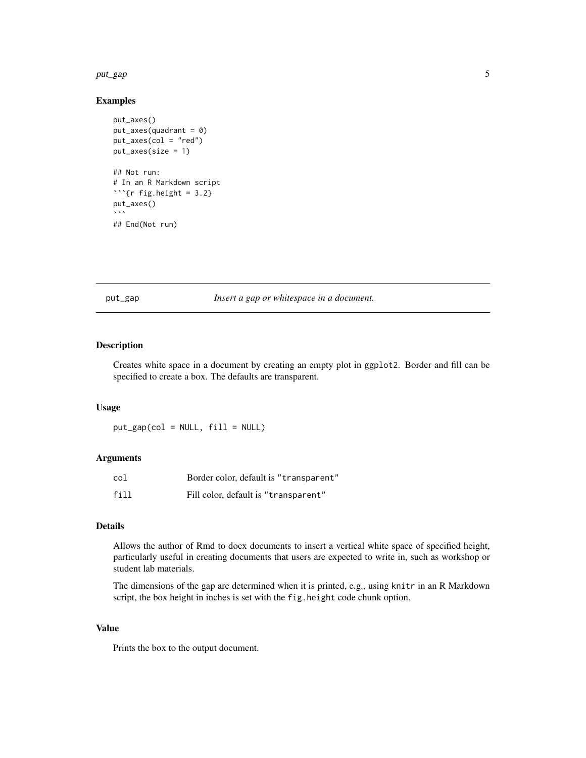## Examples

```
put_axes()
put_axes(quadrant = 0)
put_axes(col = "red")
put_axes(size = 1)

## Not run:
# In an R Markdown script
```{r fig.height = 3.2}
put_axes()
```
## End(Not run)
```

---

# put_gap — *Insert a gap or whitespace in a document.*

---

## Description

Creates white space in a document by creating an empty plot in `ggplot2`. Border and fill can be specified to create a box. The defaults are transparent.

## Usage

```
put_gap(col = NULL, fill = NULL)
```

## Arguments

| | |
|---|---|
| `col` | Border color, default is `"transparent"` |
| `fill` | Fill color, default is `"transparent"` |

## Details

Allows the author of Rmd to docx documents to insert a vertical white space of specified height, particularly useful in creating documents that users are expected to write in, such as workshop or student lab materials.

The dimensions of the gap are determined when it is printed, e.g., using `knitr` in an R Markdown script, the box height in inches is set with the `fig.height` code chunk option.

## Value

Prints the box to the output document.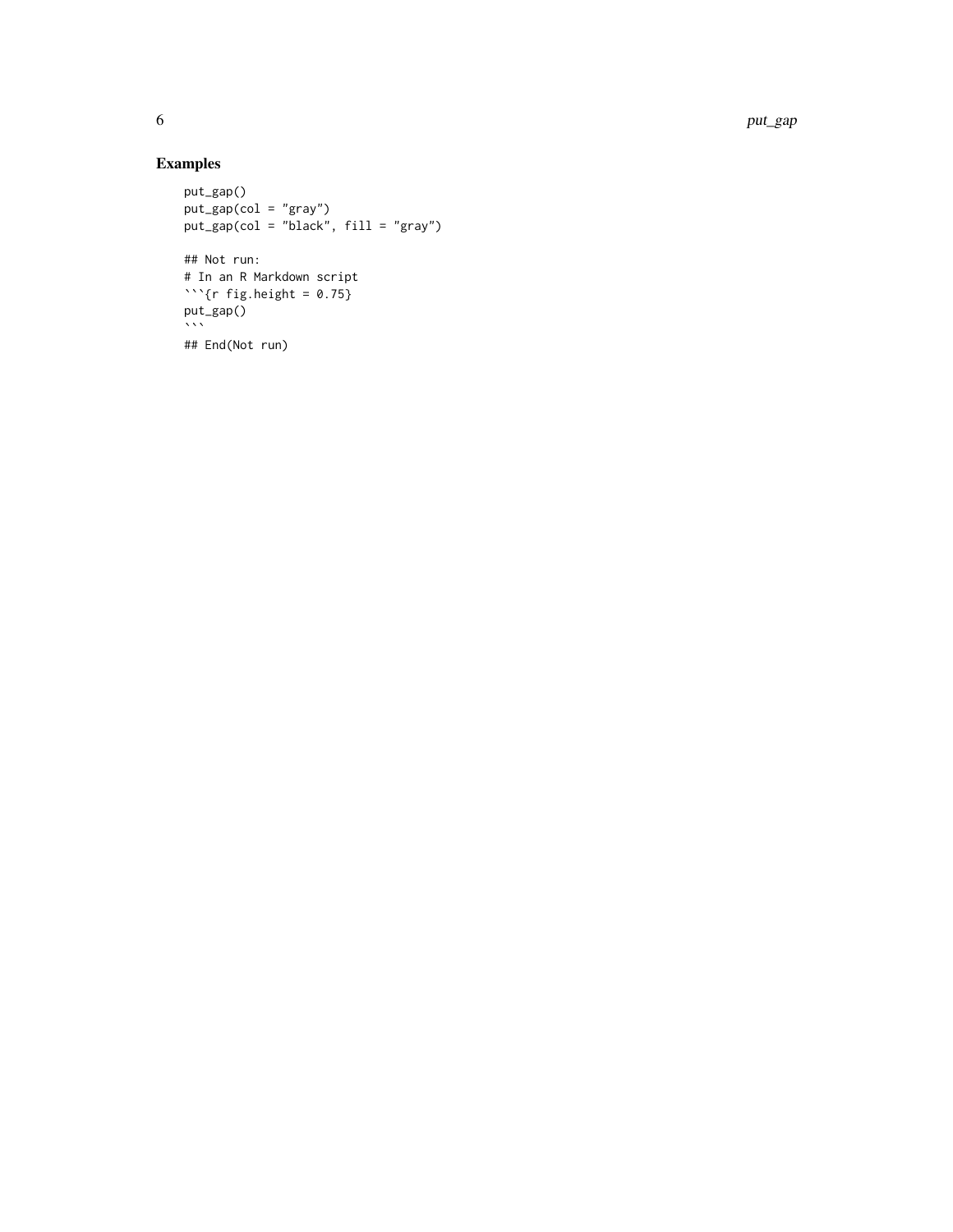## Examples

````
put_gap()
put_gap(col = "gray")
put_gap(col = "black", fill = "gray")

## Not run:
# In an R Markdown script
```{r fig.height = 0.75}
put_gap()
```
## End(Not run)
````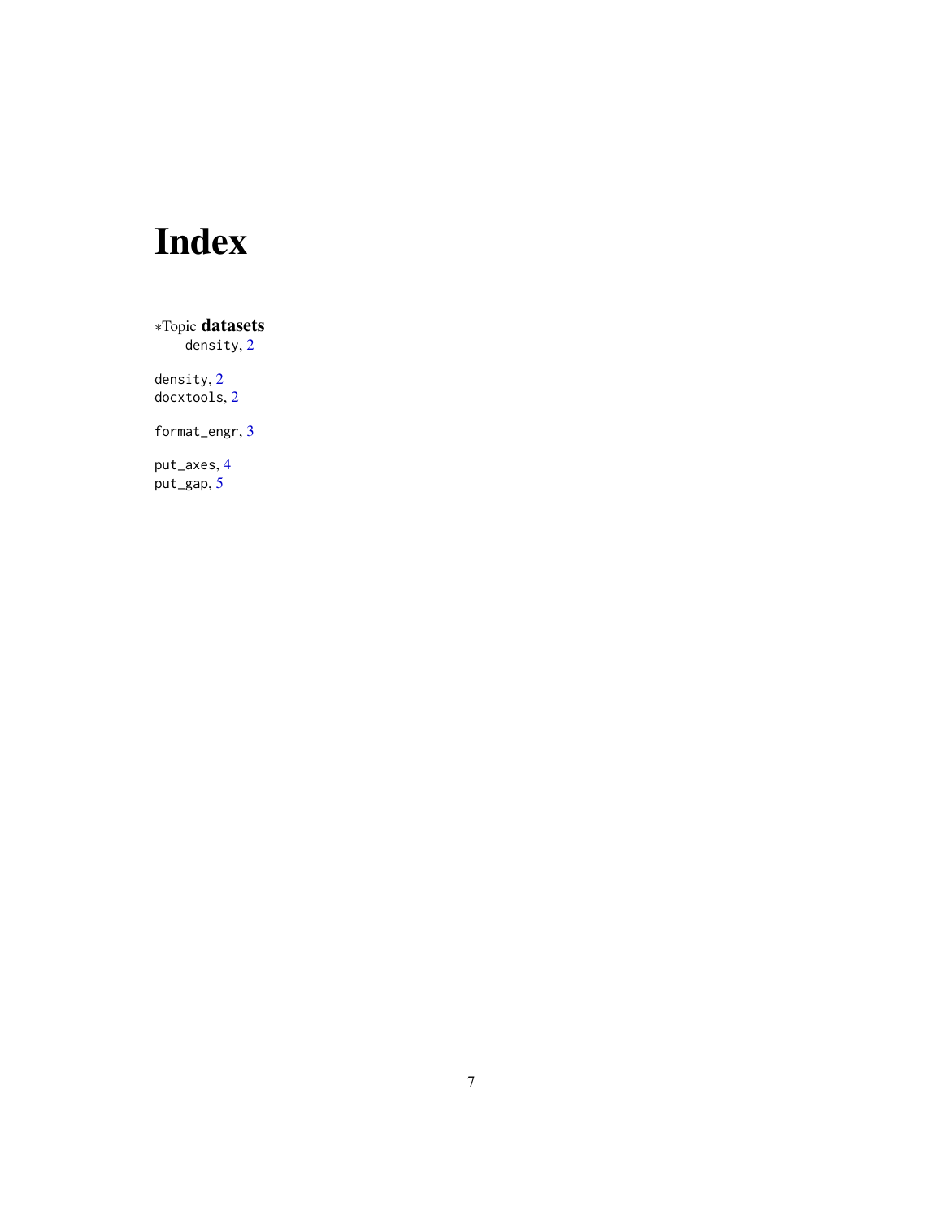# Index

∗Topic **datasets**

    density, 2

density, 2
docxtools, 2

format_engr, 3

put_axes, 4
put_gap, 5